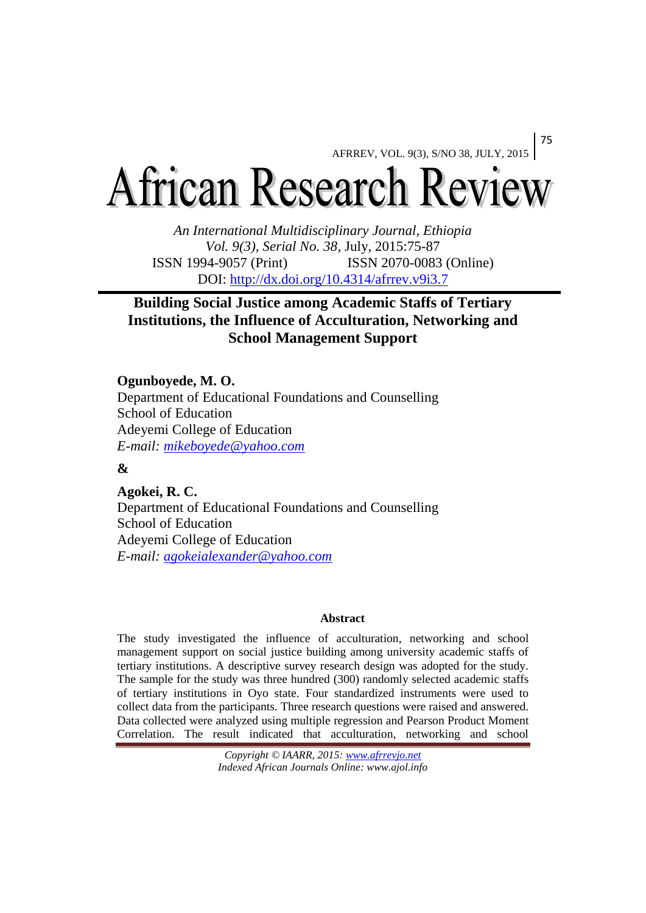# African Research Review

*An International Multidisciplinary Journal, Ethiopia*
*Vol. 9(3), Serial No. 38*, July, 2015:75-87
ISSN 1994-9057 (Print) ISSN 2070-0083 (Online)
DOI: http://dx.doi.org/10.4314/afrrev.v9i3.7

## Building Social Justice among Academic Staffs of Tertiary Institutions, the Influence of Acculturation, Networking and School Management Support

**Ogunboyede, M. O.**
Department of Educational Foundations and Counselling
School of Education
Adeyemi College of Education
*E-mail: mikeboyede@yahoo.com*

**&**

**Agokei, R. C.**
Department of Educational Foundations and Counselling
School of Education
Adeyemi College of Education
*E-mail: agokeialexander@yahoo.com*

### Abstract

The study investigated the influence of acculturation, networking and school management support on social justice building among university academic staffs of tertiary institutions. A descriptive survey research design was adopted for the study. The sample for the study was three hundred (300) randomly selected academic staffs of tertiary institutions in Oyo state. Four standardized instruments were used to collect data from the participants. Three research questions were raised and answered. Data collected were analyzed using multiple regression and Pearson Product Moment Correlation. The result indicated that acculturation, networking and school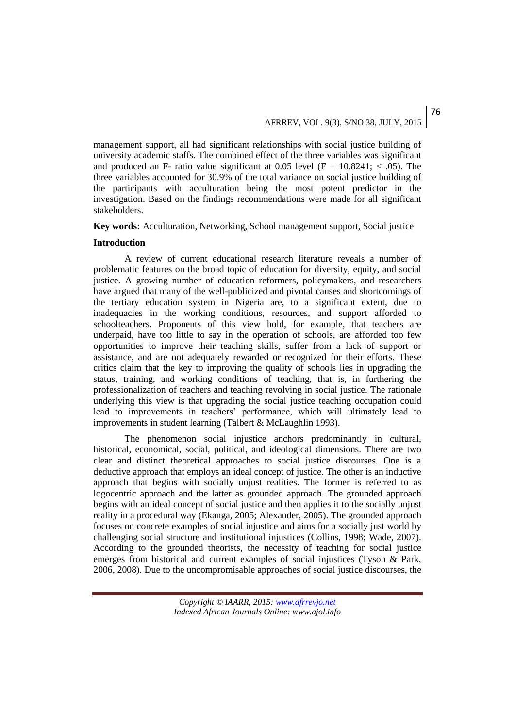management support, all had significant relationships with social justice building of university academic staffs. The combined effect of the three variables was significant and produced an F- ratio value significant at 0.05 level ($F = 10.8241; < .05$). The three variables accounted for 30.9% of the total variance on social justice building of the participants with acculturation being the most potent predictor in the investigation. Based on the findings recommendations were made for all significant stakeholders.

**Key words:** Acculturation, Networking, School management support, Social justice

**Introduction**

A review of current educational research literature reveals a number of problematic features on the broad topic of education for diversity, equity, and social justice. A growing number of education reformers, policymakers, and researchers have argued that many of the well-publicized and pivotal causes and shortcomings of the tertiary education system in Nigeria are, to a significant extent, due to inadequacies in the working conditions, resources, and support afforded to schoolteachers. Proponents of this view hold, for example, that teachers are underpaid, have too little to say in the operation of schools, are afforded too few opportunities to improve their teaching skills, suffer from a lack of support or assistance, and are not adequately rewarded or recognized for their efforts. These critics claim that the key to improving the quality of schools lies in upgrading the status, training, and working conditions of teaching, that is, in furthering the professionalization of teachers and teaching revolving in social justice. The rationale underlying this view is that upgrading the social justice teaching occupation could lead to improvements in teachers' performance, which will ultimately lead to improvements in student learning (Talbert & McLaughlin 1993).

The phenomenon social injustice anchors predominantly in cultural, historical, economical, social, political, and ideological dimensions. There are two clear and distinct theoretical approaches to social justice discourses. One is a deductive approach that employs an ideal concept of justice. The other is an inductive approach that begins with socially unjust realities. The former is referred to as logocentric approach and the latter as grounded approach. The grounded approach begins with an ideal concept of social justice and then applies it to the socially unjust reality in a procedural way (Ekanga, 2005; Alexander, 2005). The grounded approach focuses on concrete examples of social injustice and aims for a socially just world by challenging social structure and institutional injustices (Collins, 1998; Wade, 2007). According to the grounded theorists, the necessity of teaching for social justice emerges from historical and current examples of social injustices (Tyson & Park, 2006, 2008). Due to the uncompromisable approaches of social justice discourses, the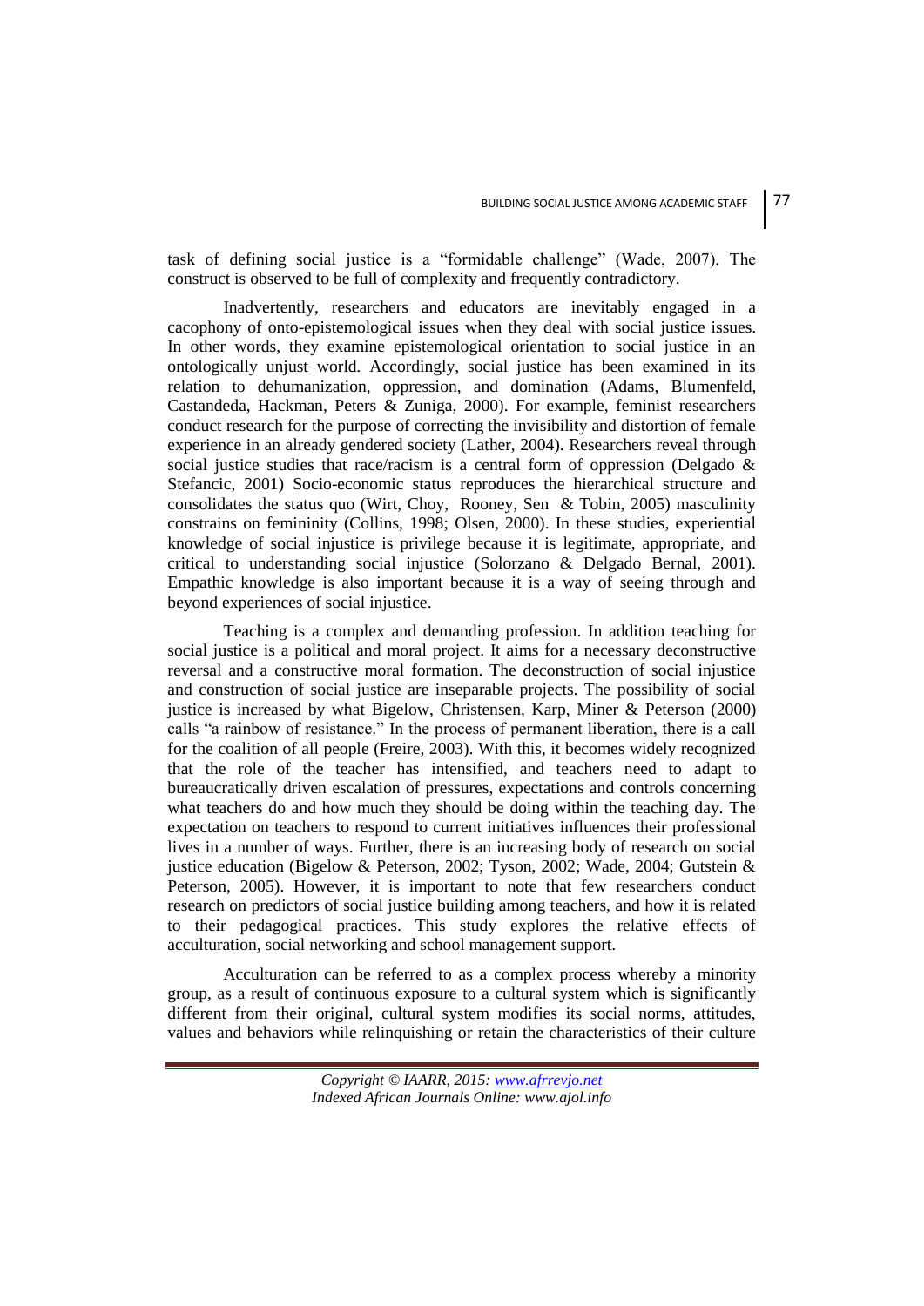task of defining social justice is a "formidable challenge" (Wade, 2007). The construct is observed to be full of complexity and frequently contradictory.

Inadvertently, researchers and educators are inevitably engaged in a cacophony of onto-epistemological issues when they deal with social justice issues. In other words, they examine epistemological orientation to social justice in an ontologically unjust world. Accordingly, social justice has been examined in its relation to dehumanization, oppression, and domination (Adams, Blumenfeld, Castandeda, Hackman, Peters & Zuniga, 2000). For example, feminist researchers conduct research for the purpose of correcting the invisibility and distortion of female experience in an already gendered society (Lather, 2004). Researchers reveal through social justice studies that race/racism is a central form of oppression (Delgado & Stefancic, 2001) Socio-economic status reproduces the hierarchical structure and consolidates the status quo (Wirt, Choy, Rooney, Sen & Tobin, 2005) masculinity constrains on femininity (Collins, 1998; Olsen, 2000). In these studies, experiential knowledge of social injustice is privilege because it is legitimate, appropriate, and critical to understanding social injustice (Solorzano & Delgado Bernal, 2001). Empathic knowledge is also important because it is a way of seeing through and beyond experiences of social injustice.

Teaching is a complex and demanding profession. In addition teaching for social justice is a political and moral project. It aims for a necessary deconstructive reversal and a constructive moral formation. The deconstruction of social injustice and construction of social justice are inseparable projects. The possibility of social justice is increased by what Bigelow, Christensen, Karp, Miner & Peterson (2000) calls "a rainbow of resistance." In the process of permanent liberation, there is a call for the coalition of all people (Freire, 2003). With this, it becomes widely recognized that the role of the teacher has intensified, and teachers need to adapt to bureaucratically driven escalation of pressures, expectations and controls concerning what teachers do and how much they should be doing within the teaching day. The expectation on teachers to respond to current initiatives influences their professional lives in a number of ways. Further, there is an increasing body of research on social justice education (Bigelow & Peterson, 2002; Tyson, 2002; Wade, 2004; Gutstein & Peterson, 2005). However, it is important to note that few researchers conduct research on predictors of social justice building among teachers, and how it is related to their pedagogical practices. This study explores the relative effects of acculturation, social networking and school management support.

Acculturation can be referred to as a complex process whereby a minority group, as a result of continuous exposure to a cultural system which is significantly different from their original, cultural system modifies its social norms, attitudes, values and behaviors while relinquishing or retain the characteristics of their culture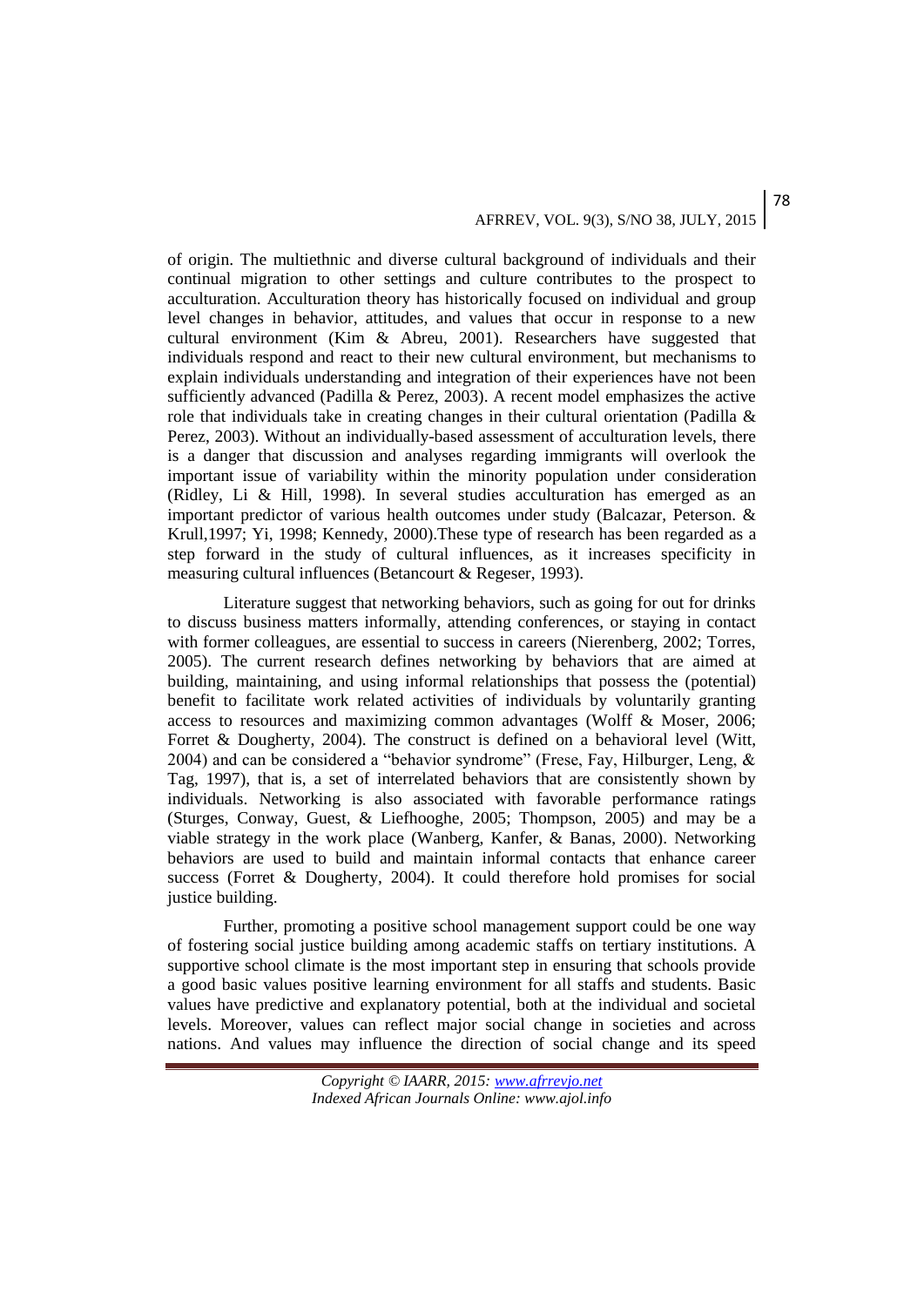of origin. The multiethnic and diverse cultural background of individuals and their continual migration to other settings and culture contributes to the prospect to acculturation. Acculturation theory has historically focused on individual and group level changes in behavior, attitudes, and values that occur in response to a new cultural environment (Kim & Abreu, 2001). Researchers have suggested that individuals respond and react to their new cultural environment, but mechanisms to explain individuals understanding and integration of their experiences have not been sufficiently advanced (Padilla & Perez, 2003). A recent model emphasizes the active role that individuals take in creating changes in their cultural orientation (Padilla & Perez, 2003). Without an individually-based assessment of acculturation levels, there is a danger that discussion and analyses regarding immigrants will overlook the important issue of variability within the minority population under consideration (Ridley, Li & Hill, 1998). In several studies acculturation has emerged as an important predictor of various health outcomes under study (Balcazar, Peterson. & Krull,1997; Yi, 1998; Kennedy, 2000).These type of research has been regarded as a step forward in the study of cultural influences, as it increases specificity in measuring cultural influences (Betancourt & Regeser, 1993).

Literature suggest that networking behaviors, such as going for out for drinks to discuss business matters informally, attending conferences, or staying in contact with former colleagues, are essential to success in careers (Nierenberg, 2002; Torres, 2005). The current research defines networking by behaviors that are aimed at building, maintaining, and using informal relationships that possess the (potential) benefit to facilitate work related activities of individuals by voluntarily granting access to resources and maximizing common advantages (Wolff & Moser, 2006; Forret & Dougherty, 2004). The construct is defined on a behavioral level (Witt, 2004) and can be considered a "behavior syndrome" (Frese, Fay, Hilburger, Leng, & Tag, 1997), that is, a set of interrelated behaviors that are consistently shown by individuals. Networking is also associated with favorable performance ratings (Sturges, Conway, Guest, & Liefhooghe, 2005; Thompson, 2005) and may be a viable strategy in the work place (Wanberg, Kanfer, & Banas, 2000). Networking behaviors are used to build and maintain informal contacts that enhance career success (Forret & Dougherty, 2004). It could therefore hold promises for social justice building.

Further, promoting a positive school management support could be one way of fostering social justice building among academic staffs on tertiary institutions. A supportive school climate is the most important step in ensuring that schools provide a good basic values positive learning environment for all staffs and students. Basic values have predictive and explanatory potential, both at the individual and societal levels. Moreover, values can reflect major social change in societies and across nations. And values may influence the direction of social change and its speed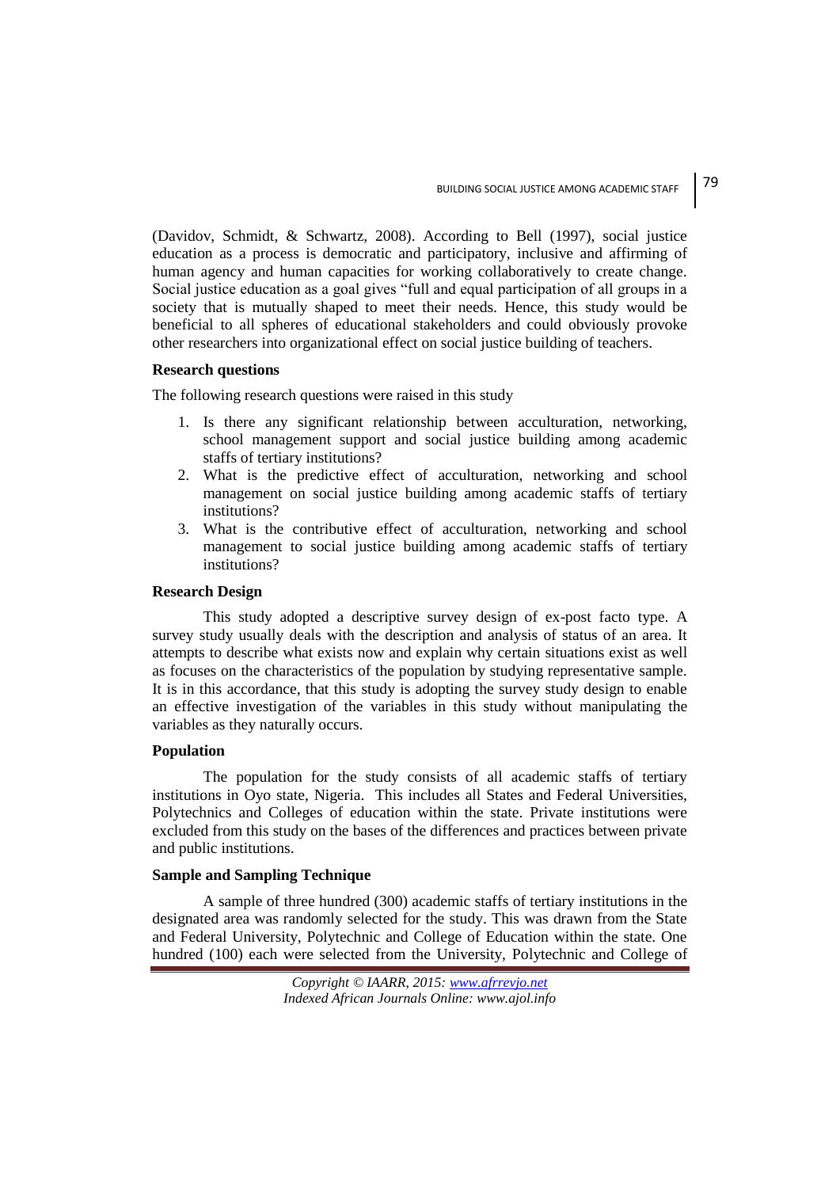(Davidov, Schmidt, & Schwartz, 2008). According to Bell (1997), social justice education as a process is democratic and participatory, inclusive and affirming of human agency and human capacities for working collaboratively to create change. Social justice education as a goal gives "full and equal participation of all groups in a society that is mutually shaped to meet their needs. Hence, this study would be beneficial to all spheres of educational stakeholders and could obviously provoke other researchers into organizational effect on social justice building of teachers.

**Research questions**

The following research questions were raised in this study

1. Is there any significant relationship between acculturation, networking, school management support and social justice building among academic staffs of tertiary institutions?
2. What is the predictive effect of acculturation, networking and school management on social justice building among academic staffs of tertiary institutions?
3. What is the contributive effect of acculturation, networking and school management to social justice building among academic staffs of tertiary institutions?

**Research Design**

This study adopted a descriptive survey design of ex-post facto type. A survey study usually deals with the description and analysis of status of an area. It attempts to describe what exists now and explain why certain situations exist as well as focuses on the characteristics of the population by studying representative sample. It is in this accordance, that this study is adopting the survey study design to enable an effective investigation of the variables in this study without manipulating the variables as they naturally occurs.

**Population**

The population for the study consists of all academic staffs of tertiary institutions in Oyo state, Nigeria. This includes all States and Federal Universities, Polytechnics and Colleges of education within the state. Private institutions were excluded from this study on the bases of the differences and practices between private and public institutions.

**Sample and Sampling Technique**

A sample of three hundred (300) academic staffs of tertiary institutions in the designated area was randomly selected for the study. This was drawn from the State and Federal University, Polytechnic and College of Education within the state. One hundred (100) each were selected from the University, Polytechnic and College of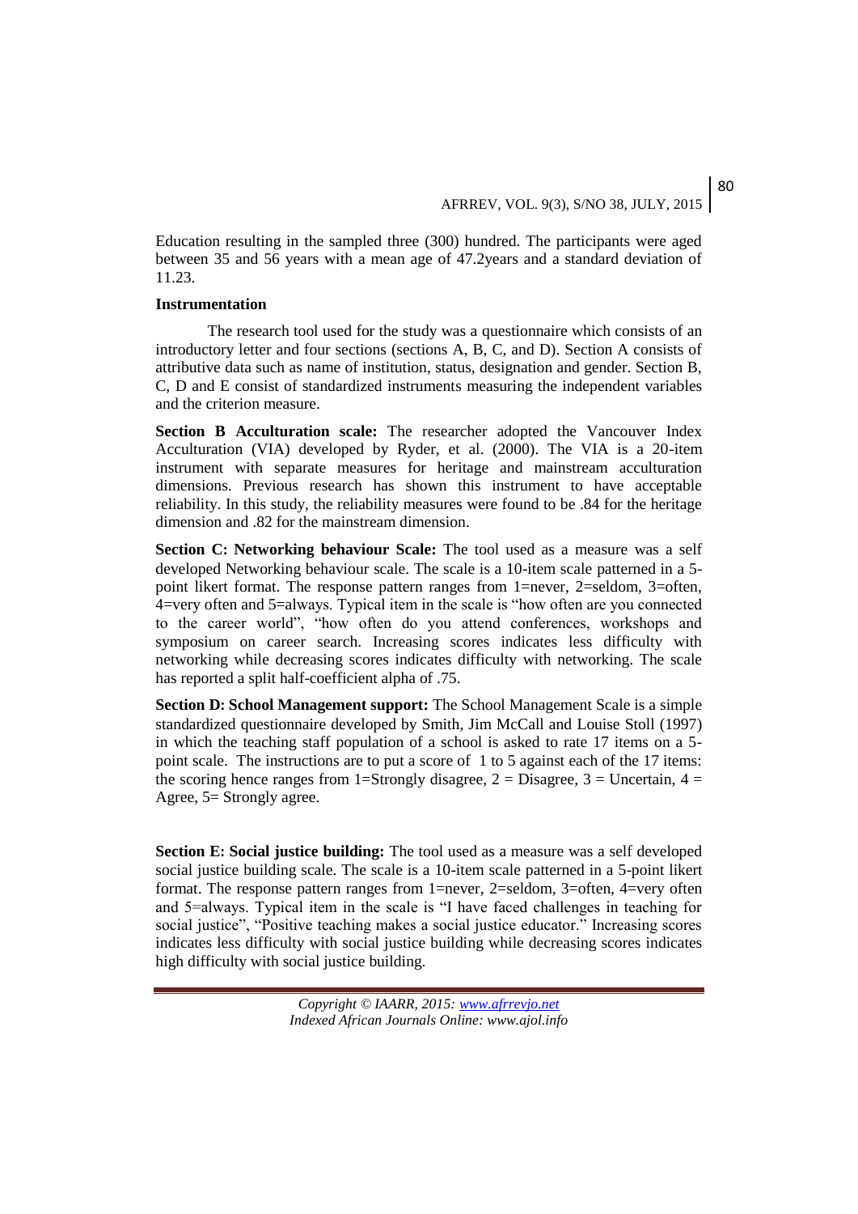Education resulting in the sampled three (300) hundred. The participants were aged between 35 and 56 years with a mean age of 47.2years and a standard deviation of 11.23.

**Instrumentation**

The research tool used for the study was a questionnaire which consists of an introductory letter and four sections (sections A, B, C, and D). Section A consists of attributive data such as name of institution, status, designation and gender. Section B, C, D and E consist of standardized instruments measuring the independent variables and the criterion measure.

**Section B Acculturation scale:** The researcher adopted the Vancouver Index Acculturation (VIA) developed by Ryder, et al. (2000). The VIA is a 20-item instrument with separate measures for heritage and mainstream acculturation dimensions. Previous research has shown this instrument to have acceptable reliability. In this study, the reliability measures were found to be .84 for the heritage dimension and .82 for the mainstream dimension.

**Section C: Networking behaviour Scale:** The tool used as a measure was a self developed Networking behaviour scale. The scale is a 10-item scale patterned in a 5-point likert format. The response pattern ranges from 1=never, 2=seldom, 3=often, 4=very often and 5=always. Typical item in the scale is "how often are you connected to the career world", "how often do you attend conferences, workshops and symposium on career search. Increasing scores indicates less difficulty with networking while decreasing scores indicates difficulty with networking. The scale has reported a split half-coefficient alpha of .75.

**Section D: School Management support:** The School Management Scale is a simple standardized questionnaire developed by Smith, Jim McCall and Louise Stoll (1997) in which the teaching staff population of a school is asked to rate 17 items on a 5-point scale. The instructions are to put a score of 1 to 5 against each of the 17 items: the scoring hence ranges from 1=Strongly disagree, 2 = Disagree, 3 = Uncertain, 4 = Agree, 5= Strongly agree.

**Section E: Social justice building:** The tool used as a measure was a self developed social justice building scale. The scale is a 10-item scale patterned in a 5-point likert format. The response pattern ranges from 1=never, 2=seldom, 3=often, 4=very often and 5=always. Typical item in the scale is "I have faced challenges in teaching for social justice", "Positive teaching makes a social justice educator." Increasing scores indicates less difficulty with social justice building while decreasing scores indicates high difficulty with social justice building.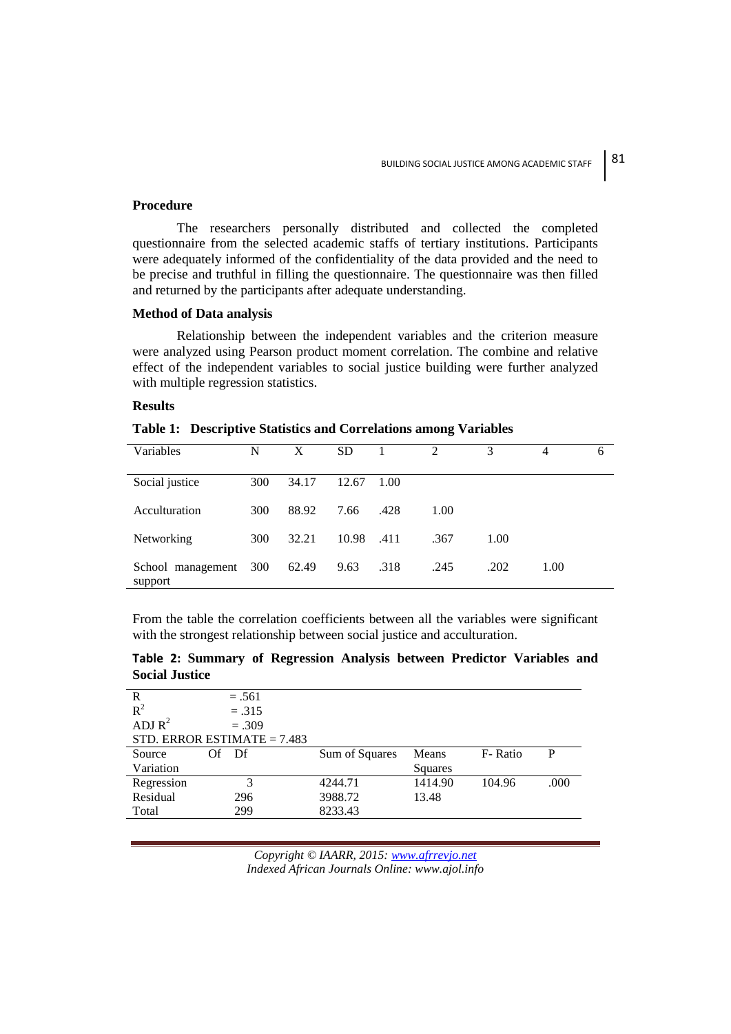### Procedure

The researchers personally distributed and collected the completed questionnaire from the selected academic staffs of tertiary institutions. Participants were adequately informed of the confidentiality of the data provided and the need to be precise and truthful in filling the questionnaire. The questionnaire was then filled and returned by the participants after adequate understanding.

### Method of Data analysis

Relationship between the independent variables and the criterion measure were analyzed using Pearson product moment correlation. The combine and relative effect of the independent variables to social justice building were further analyzed with multiple regression statistics.

### Results

**Table 1: Descriptive Statistics and Correlations among Variables**

| Variables | N | X | SD | 1 | 2 | 3 | 4 | 6 |
|---|---|---|---|---|---|---|---|---|
| Social justice | 300 | 34.17 | 12.67 | 1.00 | | | | |
| Acculturation | 300 | 88.92 | 7.66 | .428 | 1.00 | | | |
| Networking | 300 | 32.21 | 10.98 | .411 | .367 | 1.00 | | |
| School management support | 300 | 62.49 | 9.63 | .318 | .245 | .202 | 1.00 | |

From the table the correlation coefficients between all the variables were significant with the strongest relationship between social justice and acculturation.

**Table 2: Summary of Regression Analysis between Predictor Variables and Social Justice**

R = .561
$R^2$ = .315
ADJ $R^2$ = .309
STD. ERROR ESTIMATE = 7.483

| Source Of Variation | Df | Sum of Squares | Means Squares | F- Ratio | P |
|---|---|---|---|---|---|
| Regression | 3 | 4244.71 | 1414.90 | 104.96 | .000 |
| Residual | 296 | 3988.72 | 13.48 | | |
| Total | 299 | 8233.43 | | | |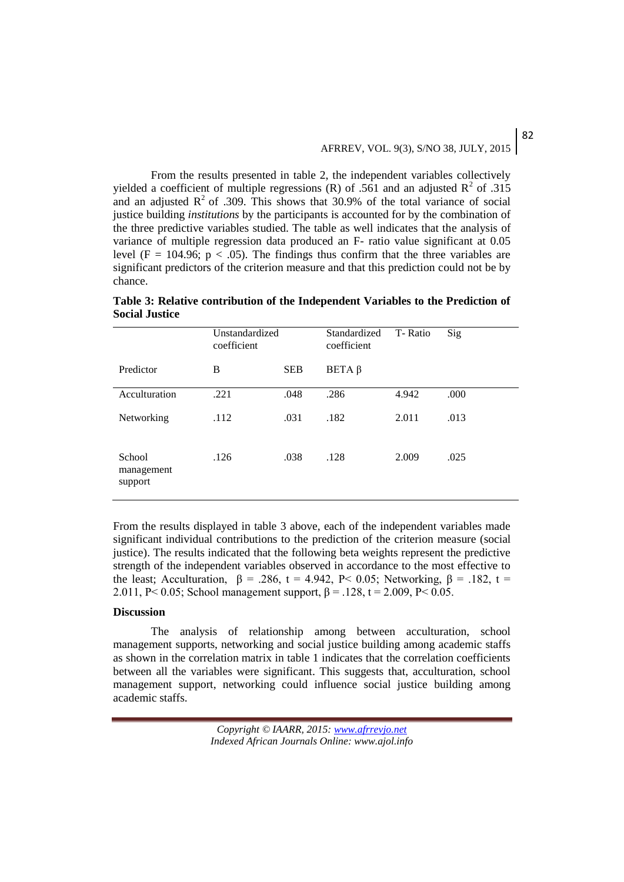From the results presented in table 2, the independent variables collectively yielded a coefficient of multiple regressions (R) of .561 and an adjusted $R^2$ of .315 and an adjusted $R^2$ of .309. This shows that 30.9% of the total variance of social justice building *institutions* by the participants is accounted for by the combination of the three predictive variables studied. The table as well indicates that the analysis of variance of multiple regression data produced an F- ratio value significant at 0.05 level ($F = 104.96$; $p < .05$). The findings thus confirm that the three variables are significant predictors of the criterion measure and that this prediction could not be by chance.

**Table 3: Relative contribution of the Independent Variables to the Prediction of Social Justice**

| | Unstandardized coefficient | | Standardized coefficient | T- Ratio | Sig |
|---|---|---|---|---|---|
| Predictor | B | SEB | BETA β | | |
| Acculturation | .221 | .048 | .286 | 4.942 | .000 |
| Networking | .112 | .031 | .182 | 2.011 | .013 |
| School management support | .126 | .038 | .128 | 2.009 | .025 |

From the results displayed in table 3 above, each of the independent variables made significant individual contributions to the prediction of the criterion measure (social justice). The results indicated that the following beta weights represent the predictive strength of the independent variables observed in accordance to the most effective to the least; Acculturation, $\beta = .286$, $t = 4.942$, $P < 0.05$; Networking, $\beta = .182$, $t = 2.011$, $P < 0.05$; School management support, $\beta = .128$, $t = 2.009$, $P < 0.05$.

## Discussion

The analysis of relationship among between acculturation, school management supports, networking and social justice building among academic staffs as shown in the correlation matrix in table 1 indicates that the correlation coefficients between all the variables were significant. This suggests that, acculturation, school management support, networking could influence social justice building among academic staffs.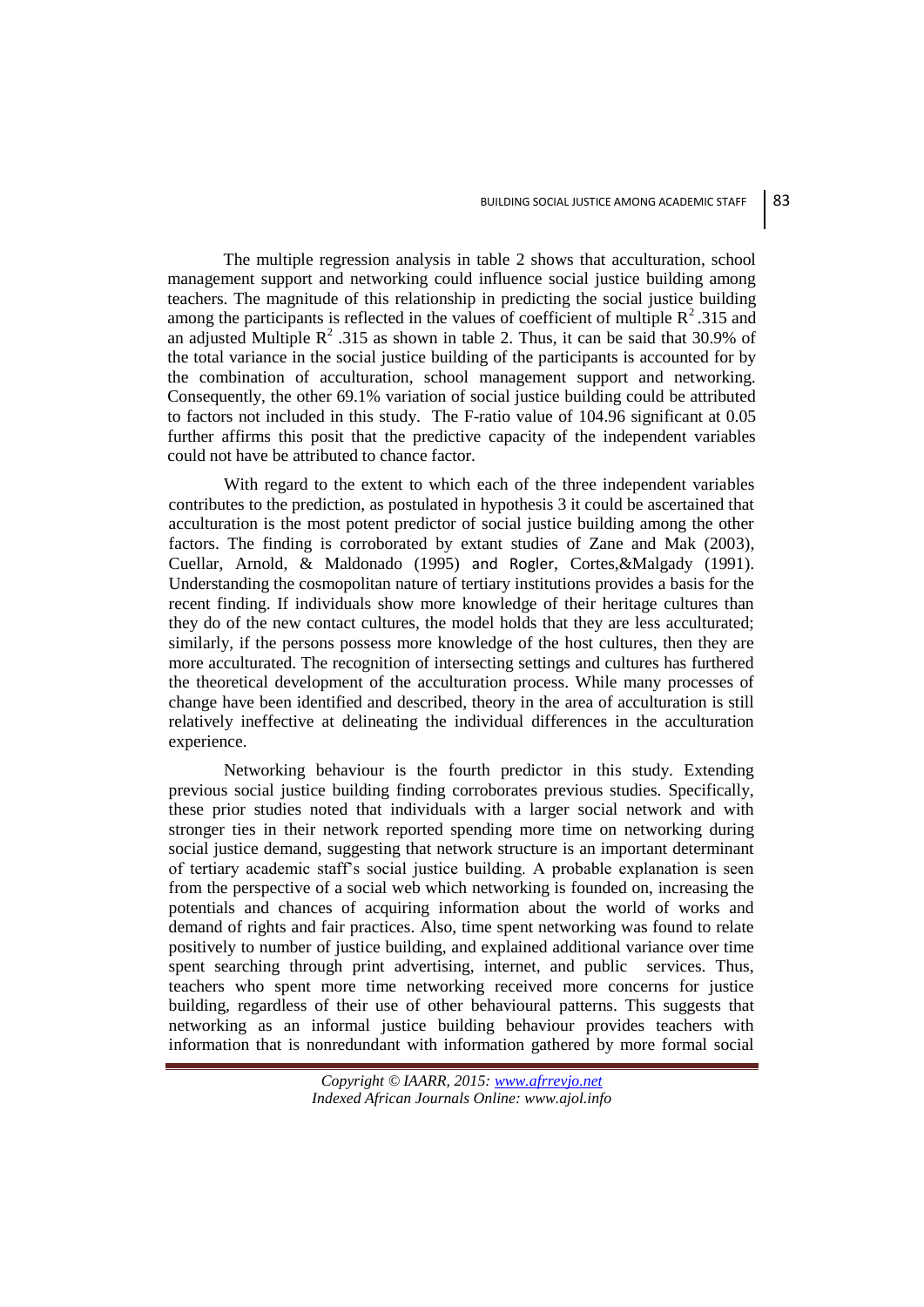The multiple regression analysis in table 2 shows that acculturation, school management support and networking could influence social justice building among teachers. The magnitude of this relationship in predicting the social justice building among the participants is reflected in the values of coefficient of multiple $R^2$ .315 and an adjusted Multiple $R^2$ .315 as shown in table 2. Thus, it can be said that 30.9% of the total variance in the social justice building of the participants is accounted for by the combination of acculturation, school management support and networking. Consequently, the other 69.1% variation of social justice building could be attributed to factors not included in this study. The F-ratio value of 104.96 significant at 0.05 further affirms this posit that the predictive capacity of the independent variables could not have be attributed to chance factor.

With regard to the extent to which each of the three independent variables contributes to the prediction, as postulated in hypothesis 3 it could be ascertained that acculturation is the most potent predictor of social justice building among the other factors. The finding is corroborated by extant studies of Zane and Mak (2003), Cuellar, Arnold, & Maldonado (1995) and Rogler, Cortes,&Malgady (1991). Understanding the cosmopolitan nature of tertiary institutions provides a basis for the recent finding. If individuals show more knowledge of their heritage cultures than they do of the new contact cultures, the model holds that they are less acculturated; similarly, if the persons possess more knowledge of the host cultures, then they are more acculturated. The recognition of intersecting settings and cultures has furthered the theoretical development of the acculturation process. While many processes of change have been identified and described, theory in the area of acculturation is still relatively ineffective at delineating the individual differences in the acculturation experience.

Networking behaviour is the fourth predictor in this study. Extending previous social justice building finding corroborates previous studies. Specifically, these prior studies noted that individuals with a larger social network and with stronger ties in their network reported spending more time on networking during social justice demand, suggesting that network structure is an important determinant of tertiary academic staff's social justice building. A probable explanation is seen from the perspective of a social web which networking is founded on, increasing the potentials and chances of acquiring information about the world of works and demand of rights and fair practices. Also, time spent networking was found to relate positively to number of justice building, and explained additional variance over time spent searching through print advertising, internet, and public services. Thus, teachers who spent more time networking received more concerns for justice building, regardless of their use of other behavioural patterns. This suggests that networking as an informal justice building behaviour provides teachers with information that is nonredundant with information gathered by more formal social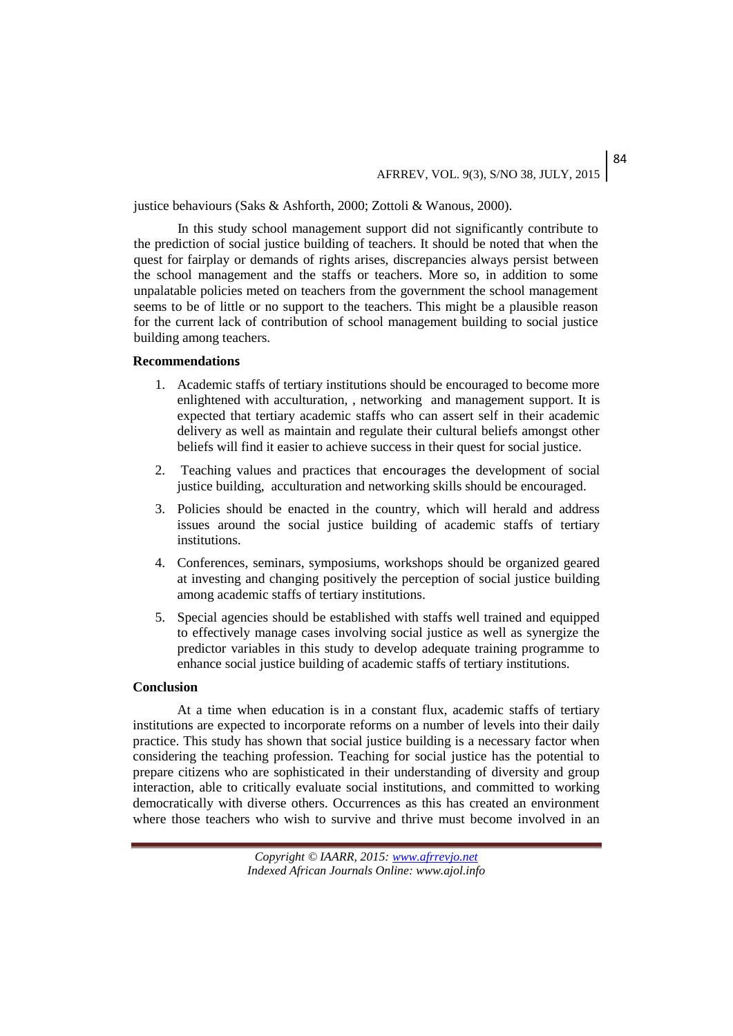justice behaviours (Saks & Ashforth, 2000; Zottoli & Wanous, 2000).

In this study school management support did not significantly contribute to the prediction of social justice building of teachers. It should be noted that when the quest for fairplay or demands of rights arises, discrepancies always persist between the school management and the staffs or teachers. More so, in addition to some unpalatable policies meted on teachers from the government the school management seems to be of little or no support to the teachers. This might be a plausible reason for the current lack of contribution of school management building to social justice building among teachers.

## Recommendations

1. Academic staffs of tertiary institutions should be encouraged to become more enlightened with acculturation, , networking and management support. It is expected that tertiary academic staffs who can assert self in their academic delivery as well as maintain and regulate their cultural beliefs amongst other beliefs will find it easier to achieve success in their quest for social justice.
2. Teaching values and practices that encourages the development of social justice building, acculturation and networking skills should be encouraged.
3. Policies should be enacted in the country, which will herald and address issues around the social justice building of academic staffs of tertiary institutions.
4. Conferences, seminars, symposiums, workshops should be organized geared at investing and changing positively the perception of social justice building among academic staffs of tertiary institutions.
5. Special agencies should be established with staffs well trained and equipped to effectively manage cases involving social justice as well as synergize the predictor variables in this study to develop adequate training programme to enhance social justice building of academic staffs of tertiary institutions.

## Conclusion

At a time when education is in a constant flux, academic staffs of tertiary institutions are expected to incorporate reforms on a number of levels into their daily practice. This study has shown that social justice building is a necessary factor when considering the teaching profession. Teaching for social justice has the potential to prepare citizens who are sophisticated in their understanding of diversity and group interaction, able to critically evaluate social institutions, and committed to working democratically with diverse others. Occurrences as this has created an environment where those teachers who wish to survive and thrive must become involved in an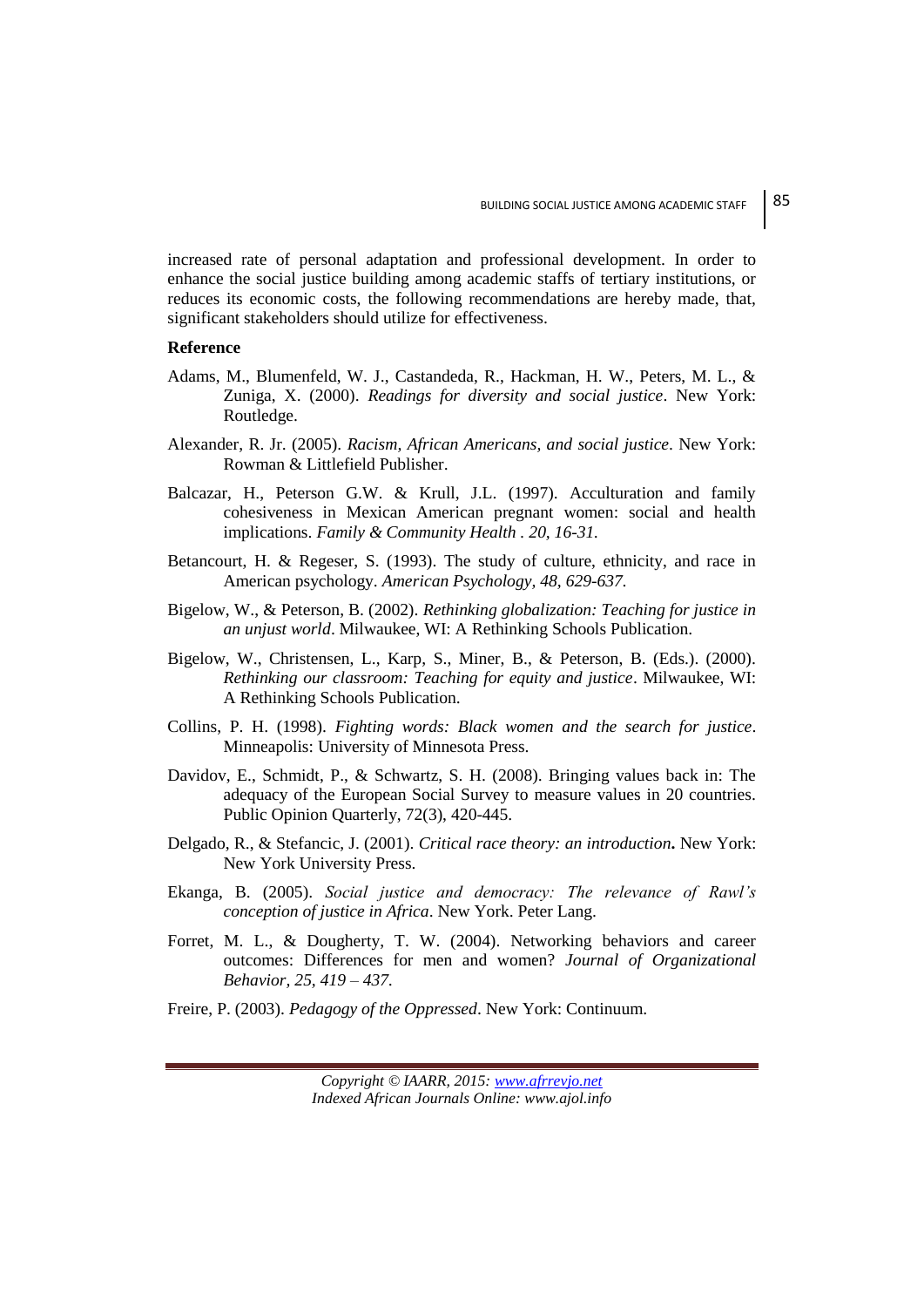increased rate of personal adaptation and professional development. In order to enhance the social justice building among academic staffs of tertiary institutions, or reduces its economic costs, the following recommendations are hereby made, that, significant stakeholders should utilize for effectiveness.

**Reference**

Adams, M., Blumenfeld, W. J., Castandeda, R., Hackman, H. W., Peters, M. L., & Zuniga, X. (2000). *Readings for diversity and social justice*. New York: Routledge.

Alexander, R. Jr. (2005). *Racism, African Americans, and social justice*. New York: Rowman & Littlefield Publisher.

Balcazar, H., Peterson G.W. & Krull, J.L. (1997). Acculturation and family cohesiveness in Mexican American pregnant women: social and health implications. *Family & Community Health . 20, 16-31.*

Betancourt, H. & Regeser, S. (1993). The study of culture, ethnicity, and race in American psychology. *American Psychology, 48, 629-637.*

Bigelow, W., & Peterson, B. (2002). *Rethinking globalization: Teaching for justice in an unjust world*. Milwaukee, WI: A Rethinking Schools Publication.

Bigelow, W., Christensen, L., Karp, S., Miner, B., & Peterson, B. (Eds.). (2000). *Rethinking our classroom: Teaching for equity and justice*. Milwaukee, WI: A Rethinking Schools Publication.

Collins, P. H. (1998). *Fighting words: Black women and the search for justice*. Minneapolis: University of Minnesota Press.

Davidov, E., Schmidt, P., & Schwartz, S. H. (2008). Bringing values back in: The adequacy of the European Social Survey to measure values in 20 countries. Public Opinion Quarterly, 72(3), 420-445.

Delgado, R., & Stefancic, J. (2001). *Critical race theory: an introduction***.** New York: New York University Press.

Ekanga, B. (2005). *Social justice and democracy: The relevance of Rawl's conception of justice in Africa*. New York. Peter Lang.

Forret, M. L., & Dougherty, T. W. (2004). Networking behaviors and career outcomes: Differences for men and women? *Journal of Organizational Behavior, 25, 419 – 437.*

Freire, P. (2003). *Pedagogy of the Oppressed*. New York: Continuum.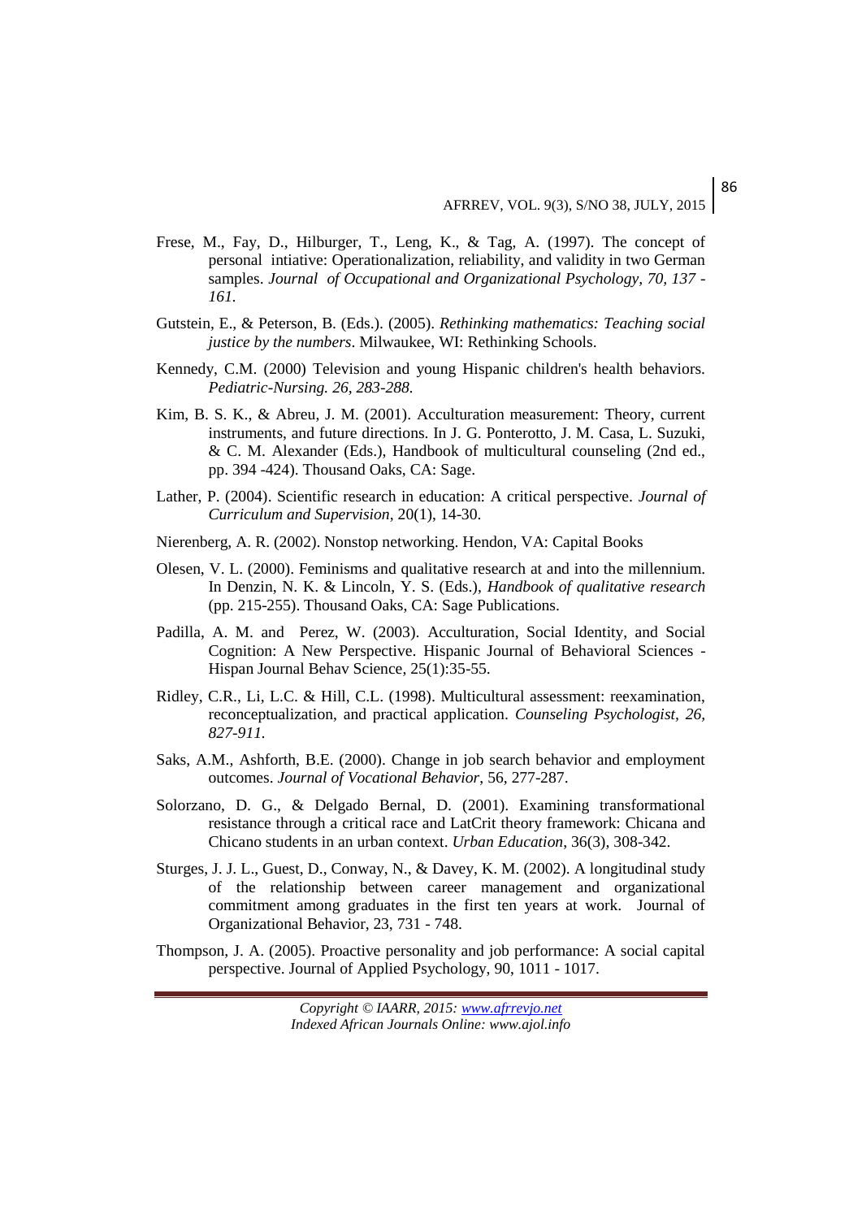Frese, M., Fay, D., Hilburger, T., Leng, K., & Tag, A. (1997). The concept of personal intiative: Operationalization, reliability, and validity in two German samples. *Journal of Occupational and Organizational Psychology, 70, 137 - 161.*

Gutstein, E., & Peterson, B. (Eds.). (2005). *Rethinking mathematics: Teaching social justice by the numbers*. Milwaukee, WI: Rethinking Schools.

Kennedy, C.M. (2000) Television and young Hispanic children's health behaviors. *Pediatric-Nursing. 26, 283-288.*

Kim, B. S. K., & Abreu, J. M. (2001). Acculturation measurement: Theory, current instruments, and future directions. In J. G. Ponterotto, J. M. Casa, L. Suzuki, & C. M. Alexander (Eds.), Handbook of multicultural counseling (2nd ed., pp. 394 -424). Thousand Oaks, CA: Sage.

Lather, P. (2004). Scientific research in education: A critical perspective. *Journal of Curriculum and Supervision*, 20(1), 14-30.

Nierenberg, A. R. (2002). Nonstop networking. Hendon, VA: Capital Books

Olesen, V. L. (2000). Feminisms and qualitative research at and into the millennium. In Denzin, N. K. & Lincoln, Y. S. (Eds.), *Handbook of qualitative research* (pp. 215-255). Thousand Oaks, CA: Sage Publications.

Padilla, A. M. and Perez, W. (2003). Acculturation, Social Identity, and Social Cognition: A New Perspective. Hispanic Journal of Behavioral Sciences - Hispan Journal Behav Science, 25(1):35-55.

Ridley, C.R., Li, L.C. & Hill, C.L. (1998). Multicultural assessment: reexamination, reconceptualization, and practical application. *Counseling Psychologist, 26, 827-911.*

Saks, A.M., Ashforth, B.E. (2000). Change in job search behavior and employment outcomes. *Journal of Vocational Behavior*, 56, 277-287.

Solorzano, D. G., & Delgado Bernal, D. (2001). Examining transformational resistance through a critical race and LatCrit theory framework: Chicana and Chicano students in an urban context. *Urban Education*, 36(3), 308-342.

Sturges, J. J. L., Guest, D., Conway, N., & Davey, K. M. (2002). A longitudinal study of the relationship between career management and organizational commitment among graduates in the first ten years at work. Journal of Organizational Behavior, 23, 731 - 748.

Thompson, J. A. (2005). Proactive personality and job performance: A social capital perspective. Journal of Applied Psychology, 90, 1011 - 1017.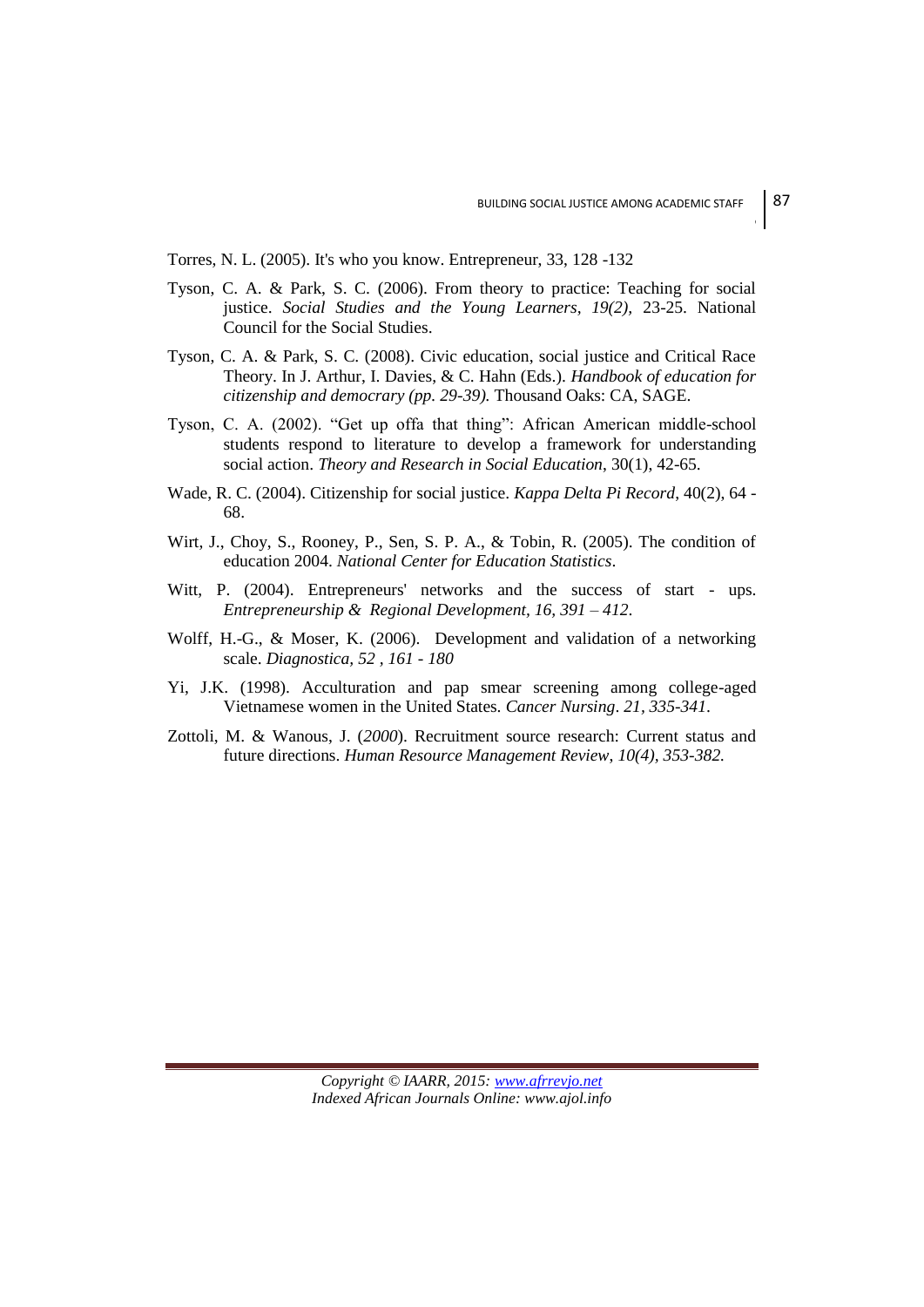Torres, N. L. (2005). It's who you know. Entrepreneur, 33, 128 -132

Tyson, C. A. & Park, S. C. (2006). From theory to practice: Teaching for social justice. *Social Studies and the Young Learners, 19(2),* 23-25. National Council for the Social Studies.

Tyson, C. A. & Park, S. C. (2008). Civic education, social justice and Critical Race Theory. In J. Arthur, I. Davies, & C. Hahn (Eds.). *Handbook of education for citizenship and democracy (pp. 29-39).* Thousand Oaks: CA, SAGE.

Tyson, C. A. (2002). "Get up offa that thing": African American middle-school students respond to literature to develop a framework for understanding social action. *Theory and Research in Social Education*, 30(1), 42-65.

Wade, R. C. (2004). Citizenship for social justice. *Kappa Delta Pi Record*, 40(2), 64 - 68.

Wirt, J., Choy, S., Rooney, P., Sen, S. P. A., & Tobin, R. (2005). The condition of education 2004. *National Center for Education Statistics*.

Witt, P. (2004). Entrepreneurs' networks and the success of start - ups. *Entrepreneurship & Regional Development, 16, 391 – 412*.

Wolff, H.-G., & Moser, K. (2006). Development and validation of a networking scale. *Diagnostica, 52 , 161 - 180*

Yi, J.K. (1998). Acculturation and pap smear screening among college-aged Vietnamese women in the United States. *Cancer Nursing*. *21, 335-341.*

Zottoli, M. & Wanous, J. (*2000*). Recruitment source research: Current status and future directions. *Human Resource Management Review, 10(4), 353-382.*